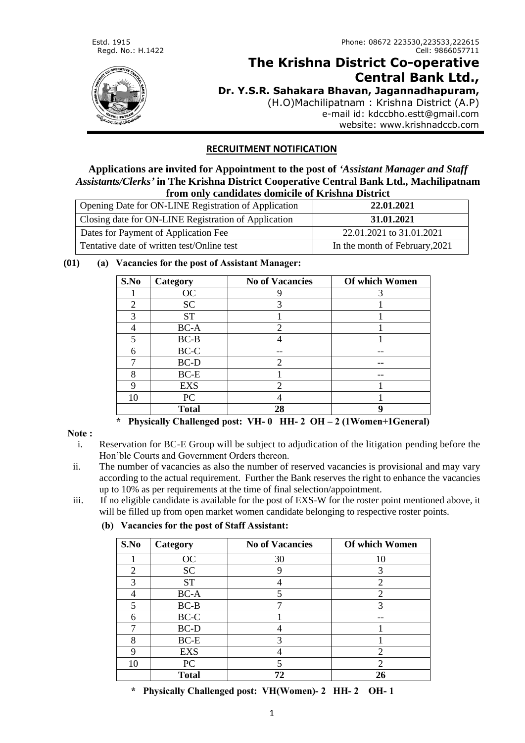Estd. 1915
Regd. No.: H.1422

Phone: 08672 223530,223533,222615
Cell: 9866057711

# The Krishna District Co-operative Central Bank Ltd.,

**Dr. Y.S.R. Sahakara Bhavan, Jagannadhapuram,**
(H.O)Machilipatnam : Krishna District (A.P)
e-mail id: kdccbho.estt@gmail.com
website: www.krishnadccb.com

## RECRUITMENT NOTIFICATION

**Applications are invited for Appointment to the post of *'Assistant Manager and Staff Assistants/Clerks'* in The Krishna District Cooperative Central Bank Ltd., Machilipatnam from only candidates domicile of Krishna District**

| | |
|---|---|
| Opening Date for ON-LINE Registration of Application | **22.01.2021** |
| Closing date for ON-LINE Registration of Application | **31.01.2021** |
| Dates for Payment of Application Fee | 22.01.2021 to 31.01.2021 |
| Tentative date of written test/Online test | In the month of February,2021 |

**(01) (a) Vacancies for the post of Assistant Manager:**

| S.No | Category | No of Vacancies | Of which Women |
|---|---|---|---|
| 1 | OC | 9 | 3 |
| 2 | SC | 3 | 1 |
| 3 | ST | 1 | 1 |
| 4 | BC-A | 2 | 1 |
| 5 | BC-B | 4 | 1 |
| 6 | BC-C | -- | -- |
| 7 | BC-D | 2 | -- |
| 8 | BC-E | 1 | -- |
| 9 | EXS | 2 | 1 |
| 10 | PC | 4 | 1 |
| | **Total** | **28** | **9** |

**\* Physically Challenged post: VH- 0 HH- 2 OH – 2 (1Women+1General)**

**Note :**

i. Reservation for BC-E Group will be subject to adjudication of the litigation pending before the Hon'ble Courts and Government Orders thereon.

ii. The number of vacancies as also the number of reserved vacancies is provisional and may vary according to the actual requirement. Further the Bank reserves the right to enhance the vacancies up to 10% as per requirements at the time of final selection/appointment.

iii. If no eligible candidate is available for the post of EXS-W for the roster point mentioned above, it will be filled up from open market women candidate belonging to respective roster points.

**(b) Vacancies for the post of Staff Assistant:**

| S.No | Category | No of Vacancies | Of which Women |
|---|---|---|---|
| 1 | OC | 30 | 10 |
| 2 | SC | 9 | 3 |
| 3 | ST | 4 | 2 |
| 4 | BC-A | 5 | 2 |
| 5 | BC-B | 7 | 3 |
| 6 | BC-C | 1 | -- |
| 7 | BC-D | 4 | 1 |
| 8 | BC-E | 3 | 1 |
| 9 | EXS | 4 | 2 |
| 10 | PC | 5 | 2 |
| | **Total** | **72** | **26** |

**\* Physically Challenged post: VH(Women)- 2 HH- 2 OH- 1**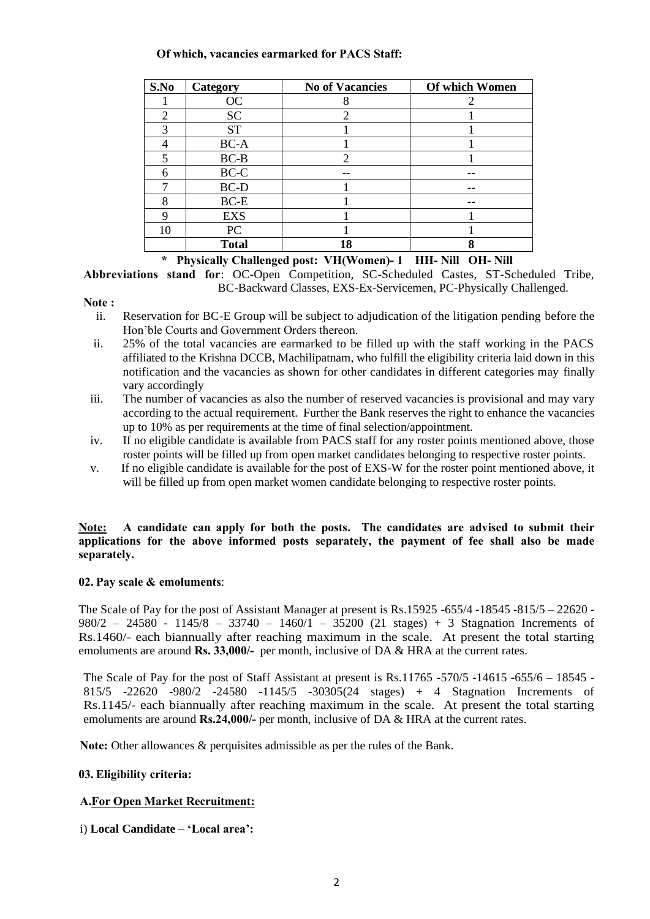**Of which, vacancies earmarked for PACS Staff:**

| S.No | Category | No of Vacancies | Of which Women |
|---|---|---|---|
| 1 | OC | 8 | 2 |
| 2 | SC | 2 | 1 |
| 3 | ST | 1 | 1 |
| 4 | BC-A | 1 | 1 |
| 5 | BC-B | 2 | 1 |
| 6 | BC-C | -- | -- |
| 7 | BC-D | 1 | -- |
| 8 | BC-E | 1 | -- |
| 9 | EXS | 1 | 1 |
| 10 | PC | 1 | 1 |
| | **Total** | **18** | **8** |

**\* Physically Challenged post: VH(Women)- 1 HH- Nill OH- Nill**

**Abbreviations stand for**: OC-Open Competition, SC-Scheduled Castes, ST-Scheduled Tribe, BC-Backward Classes, EXS-Ex-Servicemen, PC-Physically Challenged.

**Note :**

ii. Reservation for BC-E Group will be subject to adjudication of the litigation pending before the Hon'ble Courts and Government Orders thereon.

ii. 25% of the total vacancies are earmarked to be filled up with the staff working in the PACS affiliated to the Krishna DCCB, Machilipatnam, who fulfill the eligibility criteria laid down in this notification and the vacancies as shown for other candidates in different categories may finally vary accordingly

iii. The number of vacancies as also the number of reserved vacancies is provisional and may vary according to the actual requirement. Further the Bank reserves the right to enhance the vacancies up to 10% as per requirements at the time of final selection/appointment.

iv. If no eligible candidate is available from PACS staff for any roster points mentioned above, those roster points will be filled up from open market candidates belonging to respective roster points.

v. If no eligible candidate is available for the post of EXS-W for the roster point mentioned above, it will be filled up from open market women candidate belonging to respective roster points.

**Note: A candidate can apply for both the posts. The candidates are advised to submit their applications for the above informed posts separately, the payment of fee shall also be made separately.**

**02. Pay scale & emoluments**:

The Scale of Pay for the post of Assistant Manager at present is Rs.15925 -655/4 -18545 -815/5 – 22620 -980/2 – 24580 - 1145/8 – 33740 – 1460/1 – 35200 (21 stages) + 3 Stagnation Increments of Rs.1460/- each biannually after reaching maximum in the scale. At present the total starting emoluments are around **Rs. 33,000/-** per month, inclusive of DA & HRA at the current rates.

The Scale of Pay for the post of Staff Assistant at present is Rs.11765 -570/5 -14615 -655/6 – 18545 -815/5 -22620 -980/2 -24580 -1145/5 -30305(24 stages) + 4 Stagnation Increments of Rs.1145/- each biannually after reaching maximum in the scale. At present the total starting emoluments are around **Rs.24,000/-** per month, inclusive of DA & HRA at the current rates.

**Note:** Other allowances & perquisites admissible as per the rules of the Bank.

**03. Eligibility criteria:**

**A.For Open Market Recruitment:**

i) **Local Candidate – 'Local area':**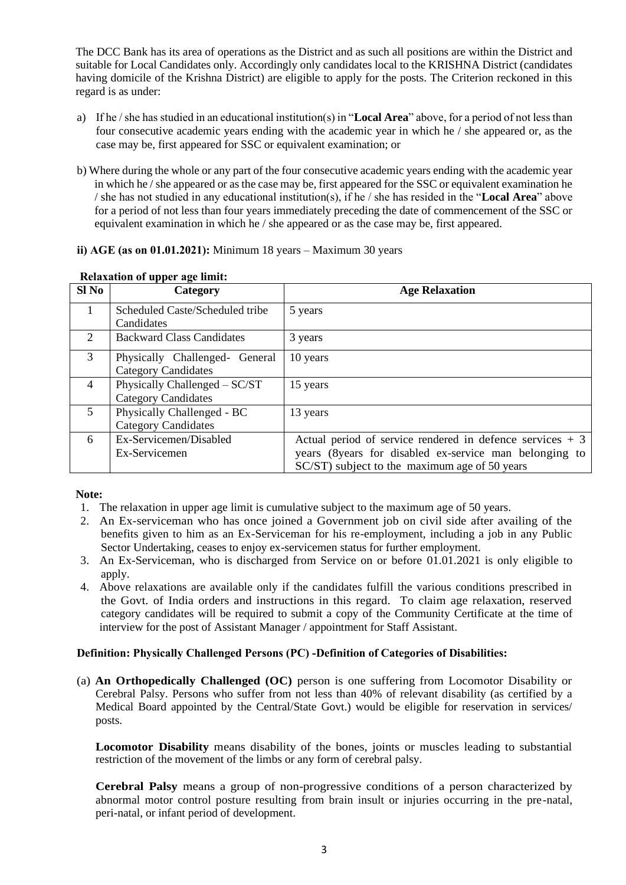The DCC Bank has its area of operations as the District and as such all positions are within the District and suitable for Local Candidates only. Accordingly only candidates local to the KRISHNA District (candidates having domicile of the Krishna District) are eligible to apply for the posts. The Criterion reckoned in this regard is as under:

a) If he / she has studied in an educational institution(s) in "**Local Area**" above, for a period of not less than four consecutive academic years ending with the academic year in which he / she appeared or, as the case may be, first appeared for SSC or equivalent examination; or

b) Where during the whole or any part of the four consecutive academic years ending with the academic year in which he / she appeared or as the case may be, first appeared for the SSC or equivalent examination he / she has not studied in any educational institution(s), if he / she has resided in the "**Local Area**" above for a period of not less than four years immediately preceding the date of commencement of the SSC or equivalent examination in which he / she appeared or as the case may be, first appeared.

**ii) AGE (as on 01.01.2021):** Minimum 18 years – Maximum 30 years

**Relaxation of upper age limit:**

| Sl No | Category | Age Relaxation |
|---|---|---|
| 1 | Scheduled Caste/Scheduled tribe Candidates | 5 years |
| 2 | Backward Class Candidates | 3 years |
| 3 | Physically Challenged- General Category Candidates | 10 years |
| 4 | Physically Challenged – SC/ST Category Candidates | 15 years |
| 5 | Physically Challenged - BC Category Candidates | 13 years |
| 6 | Ex-Servicemen/Disabled Ex-Servicemen | Actual period of service rendered in defence services + 3 years (8years for disabled ex-service man belonging to SC/ST) subject to the maximum age of 50 years |

**Note:**

1. The relaxation in upper age limit is cumulative subject to the maximum age of 50 years.
2. An Ex-serviceman who has once joined a Government job on civil side after availing of the benefits given to him as an Ex-Serviceman for his re-employment, including a job in any Public Sector Undertaking, ceases to enjoy ex-servicemen status for further employment.
3. An Ex-Serviceman, who is discharged from Service on or before 01.01.2021 is only eligible to apply.
4. Above relaxations are available only if the candidates fulfill the various conditions prescribed in the Govt. of India orders and instructions in this regard. To claim age relaxation, reserved category candidates will be required to submit a copy of the Community Certificate at the time of interview for the post of Assistant Manager / appointment for Staff Assistant.

**Definition: Physically Challenged Persons (PC) -Definition of Categories of Disabilities:**

(a) **An Orthopedically Challenged (OC)** person is one suffering from Locomotor Disability or Cerebral Palsy. Persons who suffer from not less than 40% of relevant disability (as certified by a Medical Board appointed by the Central/State Govt.) would be eligible for reservation in services/ posts.

**Locomotor Disability** means disability of the bones, joints or muscles leading to substantial restriction of the movement of the limbs or any form of cerebral palsy.

**Cerebral Palsy** means a group of non-progressive conditions of a person characterized by abnormal motor control posture resulting from brain insult or injuries occurring in the pre-natal, peri-natal, or infant period of development.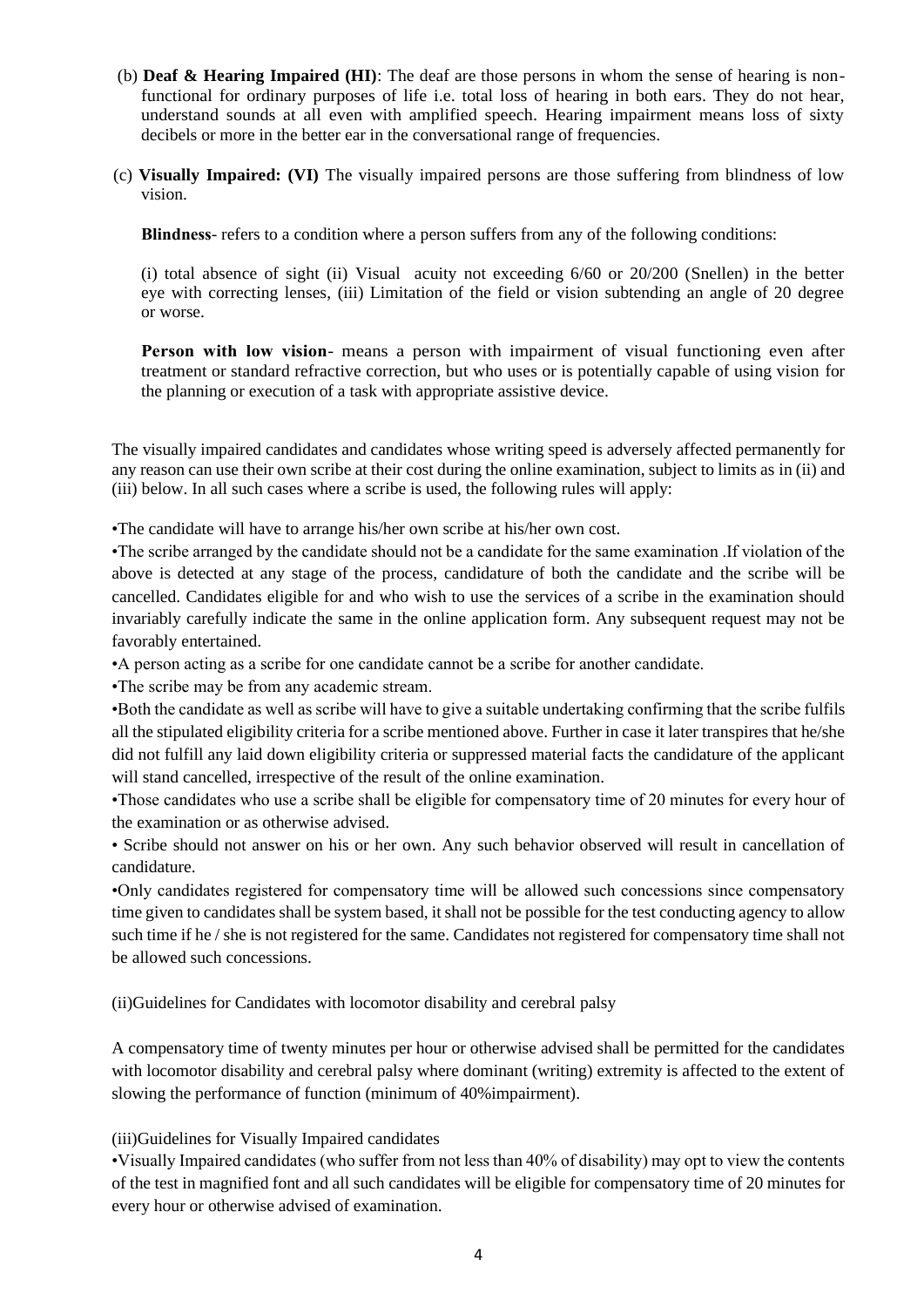(b) **Deaf & Hearing Impaired (HI)**: The deaf are those persons in whom the sense of hearing is non-functional for ordinary purposes of life i.e. total loss of hearing in both ears. They do not hear, understand sounds at all even with amplified speech. Hearing impairment means loss of sixty decibels or more in the better ear in the conversational range of frequencies.

(c) **Visually Impaired: (VI)** The visually impaired persons are those suffering from blindness of low vision.

**Blindness**- refers to a condition where a person suffers from any of the following conditions:

(i) total absence of sight (ii) Visual acuity not exceeding 6/60 or 20/200 (Snellen) in the better eye with correcting lenses, (iii) Limitation of the field or vision subtending an angle of 20 degree or worse.

**Person with low vision**- means a person with impairment of visual functioning even after treatment or standard refractive correction, but who uses or is potentially capable of using vision for the planning or execution of a task with appropriate assistive device.

The visually impaired candidates and candidates whose writing speed is adversely affected permanently for any reason can use their own scribe at their cost during the online examination, subject to limits as in (ii) and (iii) below. In all such cases where a scribe is used, the following rules will apply:

•The candidate will have to arrange his/her own scribe at his/her own cost.

•The scribe arranged by the candidate should not be a candidate for the same examination .If violation of the above is detected at any stage of the process, candidature of both the candidate and the scribe will be cancelled. Candidates eligible for and who wish to use the services of a scribe in the examination should invariably carefully indicate the same in the online application form. Any subsequent request may not be favorably entertained.

•A person acting as a scribe for one candidate cannot be a scribe for another candidate.

•The scribe may be from any academic stream.

•Both the candidate as well as scribe will have to give a suitable undertaking confirming that the scribe fulfils all the stipulated eligibility criteria for a scribe mentioned above. Further in case it later transpires that he/she did not fulfill any laid down eligibility criteria or suppressed material facts the candidature of the applicant will stand cancelled, irrespective of the result of the online examination.

•Those candidates who use a scribe shall be eligible for compensatory time of 20 minutes for every hour of the examination or as otherwise advised.

• Scribe should not answer on his or her own. Any such behavior observed will result in cancellation of candidature.

•Only candidates registered for compensatory time will be allowed such concessions since compensatory time given to candidates shall be system based, it shall not be possible for the test conducting agency to allow such time if he / she is not registered for the same. Candidates not registered for compensatory time shall not be allowed such concessions.

(ii)Guidelines for Candidates with locomotor disability and cerebral palsy

A compensatory time of twenty minutes per hour or otherwise advised shall be permitted for the candidates with locomotor disability and cerebral palsy where dominant (writing) extremity is affected to the extent of slowing the performance of function (minimum of 40%impairment).

(iii)Guidelines for Visually Impaired candidates

•Visually Impaired candidates (who suffer from not less than 40% of disability) may opt to view the contents of the test in magnified font and all such candidates will be eligible for compensatory time of 20 minutes for every hour or otherwise advised of examination.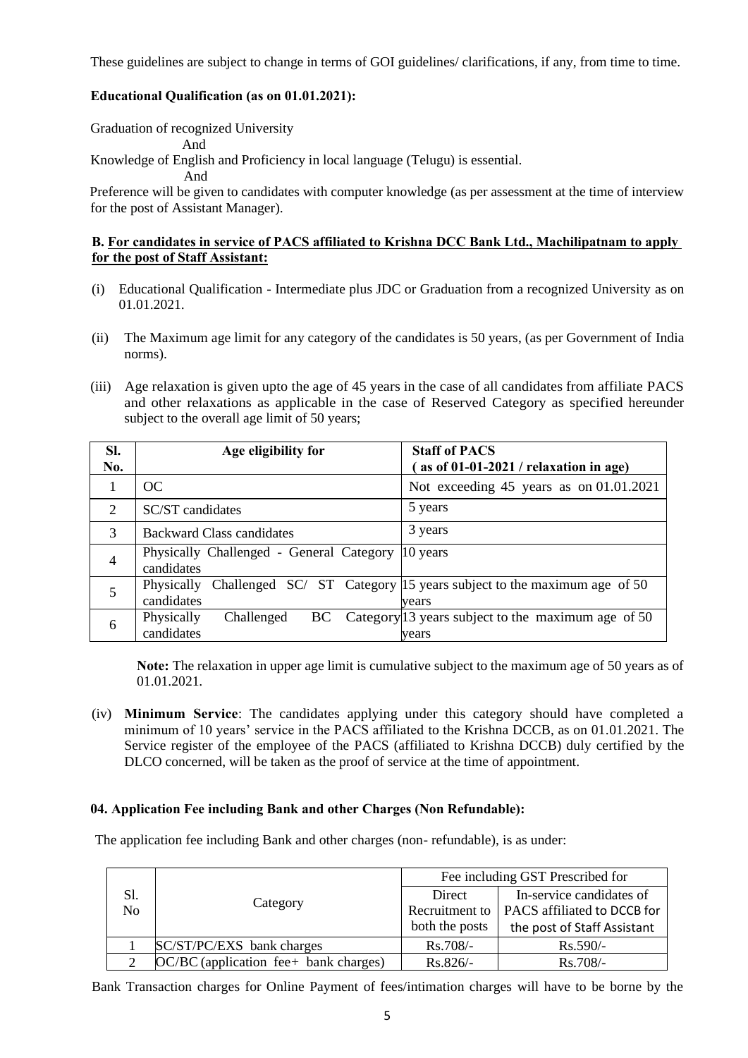These guidelines are subject to change in terms of GOI guidelines/ clarifications, if any, from time to time.

**Educational Qualification (as on 01.01.2021):**

Graduation of recognized University

And

Knowledge of English and Proficiency in local language (Telugu) is essential.

And

Preference will be given to candidates with computer knowledge (as per assessment at the time of interview for the post of Assistant Manager).

**B. For candidates in service of PACS affiliated to Krishna DCC Bank Ltd., Machilipatnam to apply for the post of Staff Assistant:**

(i) Educational Qualification - Intermediate plus JDC or Graduation from a recognized University as on 01.01.2021.

(ii) The Maximum age limit for any category of the candidates is 50 years, (as per Government of India norms).

(iii) Age relaxation is given upto the age of 45 years in the case of all candidates from affiliate PACS and other relaxations as applicable in the case of Reserved Category as specified hereunder subject to the overall age limit of 50 years;

| Sl. No. | Age eligibility for | Staff of PACS ( as of 01-01-2021 / relaxation in age) |
|---|---|---|
| 1 | OC | Not exceeding 45 years as on 01.01.2021 |
| 2 | SC/ST candidates | 5 years |
| 3 | Backward Class candidates | 3 years |
| 4 | Physically Challenged - General Category candidates | 10 years |
| 5 | Physically Challenged SC/ ST Category candidates | 15 years subject to the maximum age of 50 years |
| 6 | Physically Challenged BC Category candidates | 13 years subject to the maximum age of 50 years |

**Note:** The relaxation in upper age limit is cumulative subject to the maximum age of 50 years as of 01.01.2021.

(iv) **Minimum Service**: The candidates applying under this category should have completed a minimum of 10 years' service in the PACS affiliated to the Krishna DCCB, as on 01.01.2021. The Service register of the employee of the PACS (affiliated to Krishna DCCB) duly certified by the DLCO concerned, will be taken as the proof of service at the time of appointment.

**04. Application Fee including Bank and other Charges (Non Refundable):**

The application fee including Bank and other charges (non- refundable), is as under:

| Sl. No | Category | Fee including GST Prescribed for | |
|---|---|---|---|
| | | Direct Recruitment to both the posts | In-service candidates of PACS affiliated to DCCB for the post of Staff Assistant |
| 1 | SC/ST/PC/EXS bank charges | Rs.708/- | Rs.590/- |
| 2 | OC/BC (application fee+ bank charges) | Rs.826/- | Rs.708/- |

Bank Transaction charges for Online Payment of fees/intimation charges will have to be borne by the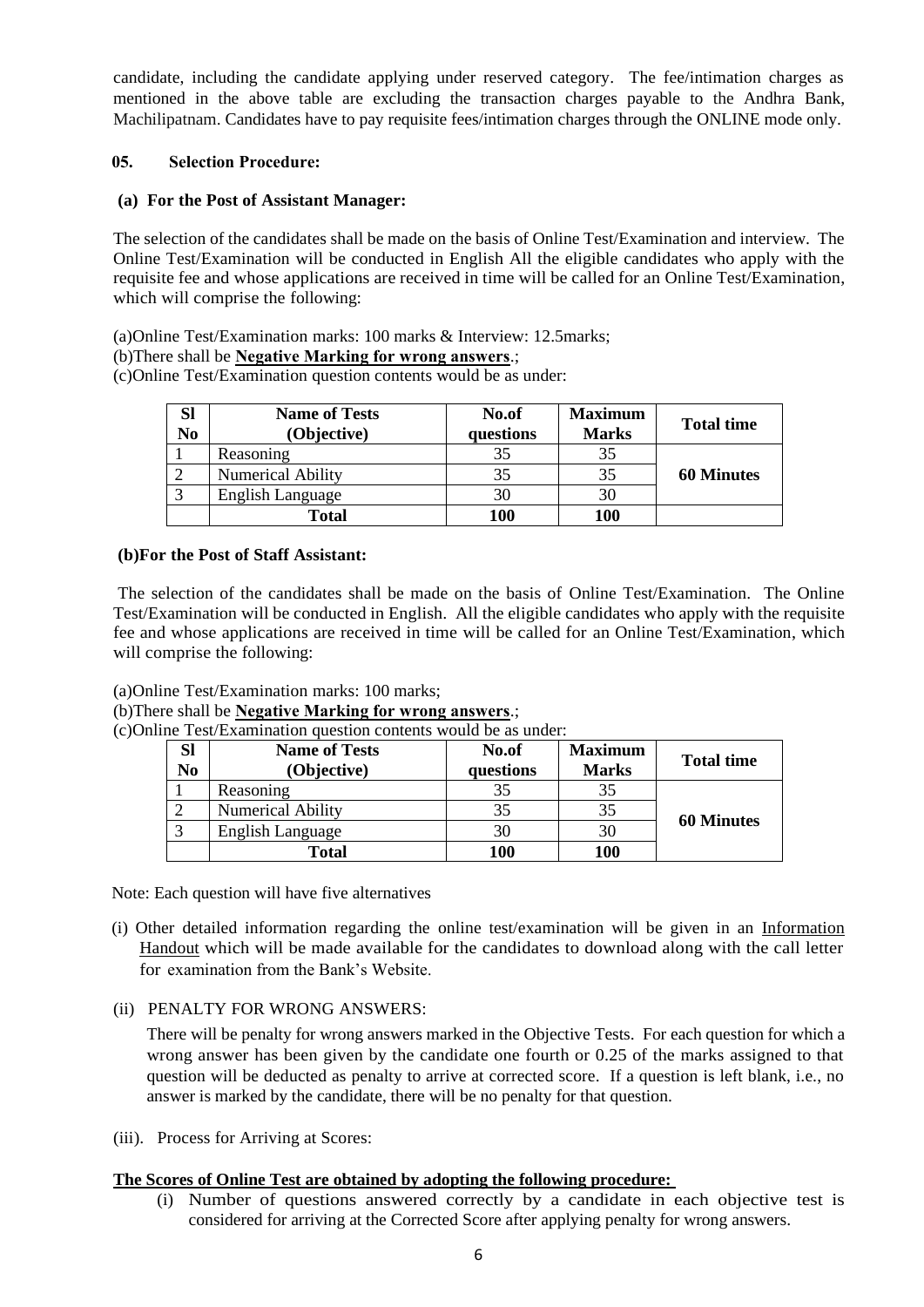candidate, including the candidate applying under reserved category. The fee/intimation charges as mentioned in the above table are excluding the transaction charges payable to the Andhra Bank, Machilipatnam. Candidates have to pay requisite fees/intimation charges through the ONLINE mode only.

### 05. Selection Procedure:

**(a) For the Post of Assistant Manager:**

The selection of the candidates shall be made on the basis of Online Test/Examination and interview. The Online Test/Examination will be conducted in English All the eligible candidates who apply with the requisite fee and whose applications are received in time will be called for an Online Test/Examination, which will comprise the following:

(a)Online Test/Examination marks: 100 marks & Interview: 12.5marks;

(b)There shall be **Negative Marking for wrong answers**.;

(c)Online Test/Examination question contents would be as under:

| Sl No | Name of Tests (Objective) | No.of questions | Maximum Marks | Total time |
|---|---|---|---|---|
| 1 | Reasoning | 35 | 35 | **60 Minutes** |
| 2 | Numerical Ability | 35 | 35 | |
| 3 | English Language | 30 | 30 | |
| | **Total** | **100** | **100** | |

**(b)For the Post of Staff Assistant:**

The selection of the candidates shall be made on the basis of Online Test/Examination. The Online Test/Examination will be conducted in English. All the eligible candidates who apply with the requisite fee and whose applications are received in time will be called for an Online Test/Examination, which will comprise the following:

(a)Online Test/Examination marks: 100 marks;

(b)There shall be **Negative Marking for wrong answers**.;

(c)Online Test/Examination question contents would be as under:

| Sl No | Name of Tests (Objective) | No.of questions | Maximum Marks | Total time |
|---|---|---|---|---|
| 1 | Reasoning | 35 | 35 | **60 Minutes** |
| 2 | Numerical Ability | 35 | 35 | |
| 3 | English Language | 30 | 30 | |
| | **Total** | **100** | **100** | |

Note: Each question will have five alternatives

(i) Other detailed information regarding the online test/examination will be given in an Information Handout which will be made available for the candidates to download along with the call letter for examination from the Bank's Website.

(ii) PENALTY FOR WRONG ANSWERS:

There will be penalty for wrong answers marked in the Objective Tests. For each question for which a wrong answer has been given by the candidate one fourth or 0.25 of the marks assigned to that question will be deducted as penalty to arrive at corrected score. If a question is left blank, i.e., no answer is marked by the candidate, there will be no penalty for that question.

(iii). Process for Arriving at Scores:

**The Scores of Online Test are obtained by adopting the following procedure:**

(i) Number of questions answered correctly by a candidate in each objective test is considered for arriving at the Corrected Score after applying penalty for wrong answers.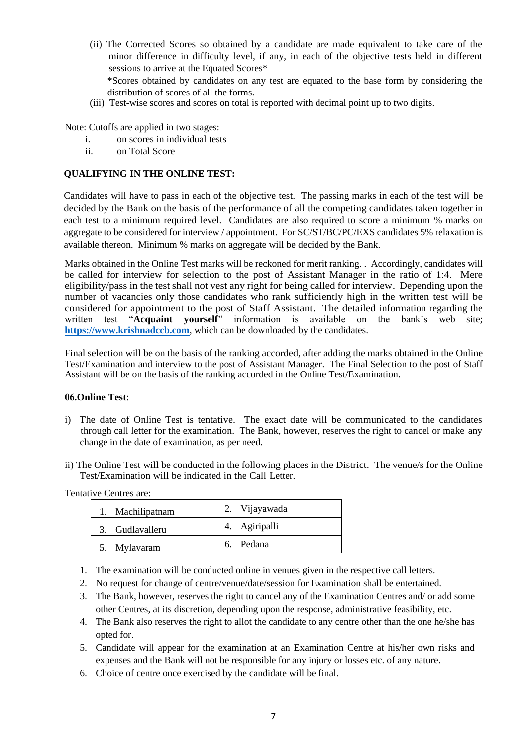(ii) The Corrected Scores so obtained by a candidate are made equivalent to take care of the minor difference in difficulty level, if any, in each of the objective tests held in different sessions to arrive at the Equated Scores*

*Scores obtained by candidates on any test are equated to the base form by considering the distribution of scores of all the forms.

(iii) Test-wise scores and scores on total is reported with decimal point up to two digits.

Note: Cutoffs are applied in two stages:

i. on scores in individual tests
ii. on Total Score

**QUALIFYING IN THE ONLINE TEST:**

Candidates will have to pass in each of the objective test. The passing marks in each of the test will be decided by the Bank on the basis of the performance of all the competing candidates taken together in each test to a minimum required level. Candidates are also required to score a minimum % marks on aggregate to be considered for interview / appointment. For SC/ST/BC/PC/EXS candidates 5% relaxation is available thereon. Minimum % marks on aggregate will be decided by the Bank.

Marks obtained in the Online Test marks will be reckoned for merit ranking. . Accordingly, candidates will be called for interview for selection to the post of Assistant Manager in the ratio of 1:4. Mere eligibility/pass in the test shall not vest any right for being called for interview. Depending upon the number of vacancies only those candidates who rank sufficiently high in the written test will be considered for appointment to the post of Staff Assistant. The detailed information regarding the written test "**Acquaint yourself**" information is available on the bank's web site; **https://www.krishnadccb.com**, which can be downloaded by the candidates.

Final selection will be on the basis of the ranking accorded, after adding the marks obtained in the Online Test/Examination and interview to the post of Assistant Manager. The Final Selection to the post of Staff Assistant will be on the basis of the ranking accorded in the Online Test/Examination.

**06.Online Test**:

i) The date of Online Test is tentative. The exact date will be communicated to the candidates through call letter for the examination. The Bank, however, reserves the right to cancel or make any change in the date of examination, as per need.

ii) The Online Test will be conducted in the following places in the District. The venue/s for the Online Test/Examination will be indicated in the Call Letter.

Tentative Centres are:

| 1. Machilipatnam | 2. Vijayawada |
|---|---|
| 3. Gudlavalleru | 4. Agiripalli |
| 5. Mylavaram | 6. Pedana |

1. The examination will be conducted online in venues given in the respective call letters.
2. No request for change of centre/venue/date/session for Examination shall be entertained.
3. The Bank, however, reserves the right to cancel any of the Examination Centres and/ or add some other Centres, at its discretion, depending upon the response, administrative feasibility, etc.
4. The Bank also reserves the right to allot the candidate to any centre other than the one he/she has opted for.
5. Candidate will appear for the examination at an Examination Centre at his/her own risks and expenses and the Bank will not be responsible for any injury or losses etc. of any nature.
6. Choice of centre once exercised by the candidate will be final.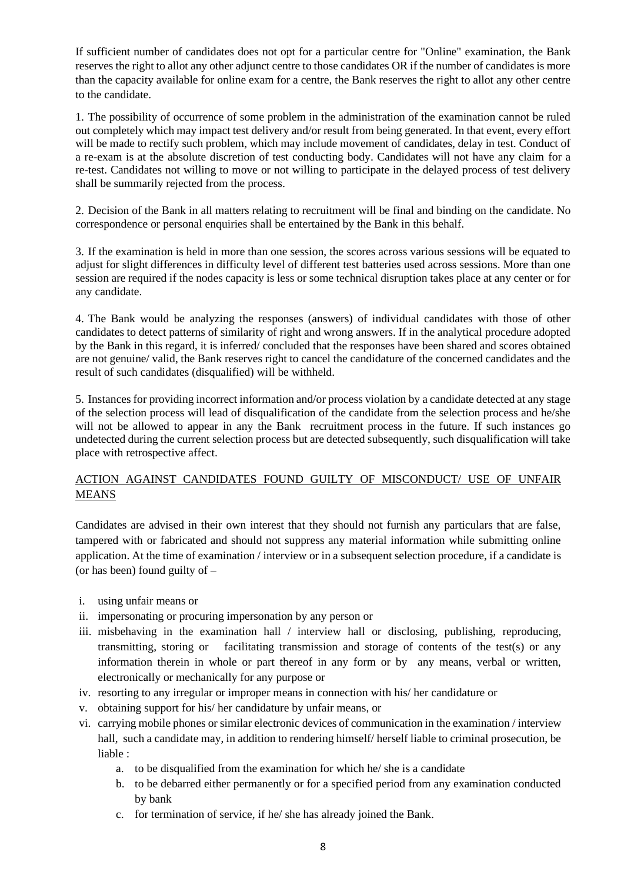If sufficient number of candidates does not opt for a particular centre for "Online" examination, the Bank reserves the right to allot any other adjunct centre to those candidates OR if the number of candidates is more than the capacity available for online exam for a centre, the Bank reserves the right to allot any other centre to the candidate.

1. The possibility of occurrence of some problem in the administration of the examination cannot be ruled out completely which may impact test delivery and/or result from being generated. In that event, every effort will be made to rectify such problem, which may include movement of candidates, delay in test. Conduct of a re-exam is at the absolute discretion of test conducting body. Candidates will not have any claim for a re-test. Candidates not willing to move or not willing to participate in the delayed process of test delivery shall be summarily rejected from the process.

2. Decision of the Bank in all matters relating to recruitment will be final and binding on the candidate. No correspondence or personal enquiries shall be entertained by the Bank in this behalf.

3. If the examination is held in more than one session, the scores across various sessions will be equated to adjust for slight differences in difficulty level of different test batteries used across sessions. More than one session are required if the nodes capacity is less or some technical disruption takes place at any center or for any candidate.

4. The Bank would be analyzing the responses (answers) of individual candidates with those of other candidates to detect patterns of similarity of right and wrong answers. If in the analytical procedure adopted by the Bank in this regard, it is inferred/ concluded that the responses have been shared and scores obtained are not genuine/ valid, the Bank reserves right to cancel the candidature of the concerned candidates and the result of such candidates (disqualified) will be withheld.

5. Instances for providing incorrect information and/or process violation by a candidate detected at any stage of the selection process will lead of disqualification of the candidate from the selection process and he/she will not be allowed to appear in any the Bank recruitment process in the future. If such instances go undetected during the current selection process but are detected subsequently, such disqualification will take place with retrospective affect.

## ACTION AGAINST CANDIDATES FOUND GUILTY OF MISCONDUCT/ USE OF UNFAIR MEANS

Candidates are advised in their own interest that they should not furnish any particulars that are false, tampered with or fabricated and should not suppress any material information while submitting online application. At the time of examination / interview or in a subsequent selection procedure, if a candidate is (or has been) found guilty of –

i. using unfair means or
ii. impersonating or procuring impersonation by any person or
iii. misbehaving in the examination hall / interview hall or disclosing, publishing, reproducing, transmitting, storing or facilitating transmission and storage of contents of the test(s) or any information therein in whole or part thereof in any form or by any means, verbal or written, electronically or mechanically for any purpose or
iv. resorting to any irregular or improper means in connection with his/ her candidature or
v. obtaining support for his/ her candidature by unfair means, or
vi. carrying mobile phones or similar electronic devices of communication in the examination / interview hall, such a candidate may, in addition to rendering himself/ herself liable to criminal prosecution, be liable :
    a. to be disqualified from the examination for which he/ she is a candidate
    b. to be debarred either permanently or for a specified period from any examination conducted by bank
    c. for termination of service, if he/ she has already joined the Bank.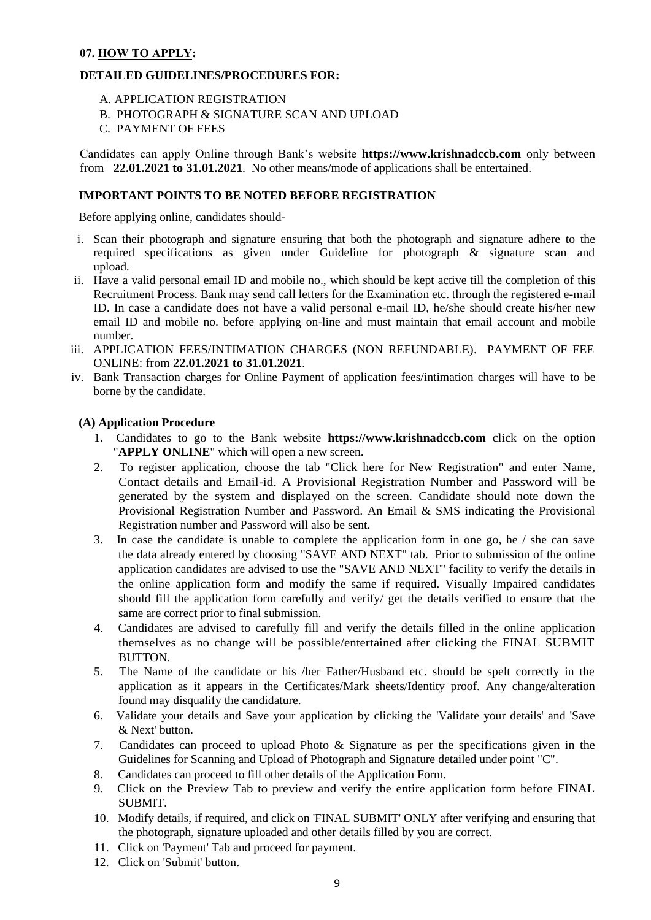## 07. HOW TO APPLY:

**DETAILED GUIDELINES/PROCEDURES FOR:**

A. APPLICATION REGISTRATION
B. PHOTOGRAPH & SIGNATURE SCAN AND UPLOAD
C. PAYMENT OF FEES

Candidates can apply Online through Bank's website **https://www.krishnadccb.com** only between from **22.01.2021 to 31.01.2021**. No other means/mode of applications shall be entertained.

**IMPORTANT POINTS TO BE NOTED BEFORE REGISTRATION**

Before applying online, candidates should-

i. Scan their photograph and signature ensuring that both the photograph and signature adhere to the required specifications as given under Guideline for photograph & signature scan and upload.
ii. Have a valid personal email ID and mobile no., which should be kept active till the completion of this Recruitment Process. Bank may send call letters for the Examination etc. through the registered e-mail ID. In case a candidate does not have a valid personal e-mail ID, he/she should create his/her new email ID and mobile no. before applying on-line and must maintain that email account and mobile number.
iii. APPLICATION FEES/INTIMATION CHARGES (NON REFUNDABLE). PAYMENT OF FEE ONLINE: from **22.01.2021 to 31.01.2021**.
iv. Bank Transaction charges for Online Payment of application fees/intimation charges will have to be borne by the candidate.

**(A) Application Procedure**

1. Candidates to go to the Bank website **https://www.krishnadccb.com** click on the option "**APPLY ONLINE**" which will open a new screen.
2. To register application, choose the tab "Click here for New Registration" and enter Name, Contact details and Email-id. A Provisional Registration Number and Password will be generated by the system and displayed on the screen. Candidate should note down the Provisional Registration Number and Password. An Email & SMS indicating the Provisional Registration number and Password will also be sent.
3. In case the candidate is unable to complete the application form in one go, he / she can save the data already entered by choosing "SAVE AND NEXT" tab. Prior to submission of the online application candidates are advised to use the "SAVE AND NEXT" facility to verify the details in the online application form and modify the same if required. Visually Impaired candidates should fill the application form carefully and verify/ get the details verified to ensure that the same are correct prior to final submission.
4. Candidates are advised to carefully fill and verify the details filled in the online application themselves as no change will be possible/entertained after clicking the FINAL SUBMIT BUTTON.
5. The Name of the candidate or his /her Father/Husband etc. should be spelt correctly in the application as it appears in the Certificates/Mark sheets/Identity proof. Any change/alteration found may disqualify the candidature.
6. Validate your details and Save your application by clicking the 'Validate your details' and 'Save & Next' button.
7. Candidates can proceed to upload Photo & Signature as per the specifications given in the Guidelines for Scanning and Upload of Photograph and Signature detailed under point "C".
8. Candidates can proceed to fill other details of the Application Form.
9. Click on the Preview Tab to preview and verify the entire application form before FINAL SUBMIT.
10. Modify details, if required, and click on 'FINAL SUBMIT' ONLY after verifying and ensuring that the photograph, signature uploaded and other details filled by you are correct.
11. Click on 'Payment' Tab and proceed for payment.
12. Click on 'Submit' button.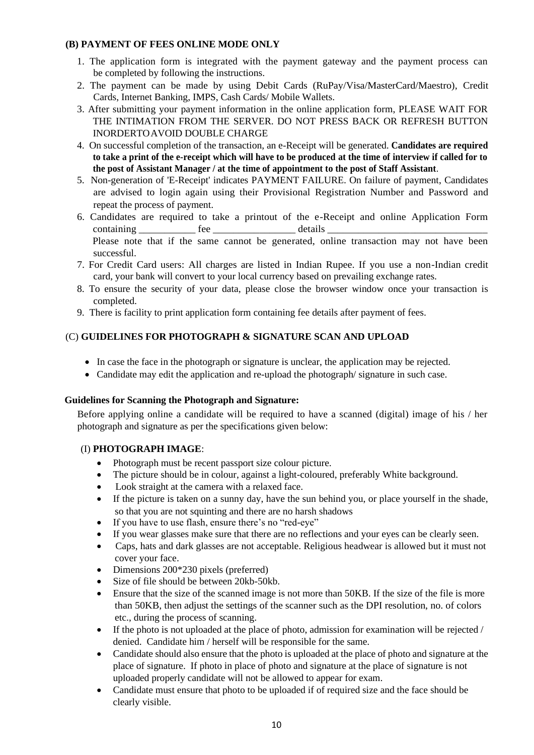### (B) PAYMENT OF FEES ONLINE MODE ONLY

1. The application form is integrated with the payment gateway and the payment process can be completed by following the instructions.
2. The payment can be made by using Debit Cards (RuPay/Visa/MasterCard/Maestro), Credit Cards, Internet Banking, IMPS, Cash Cards/ Mobile Wallets.
3. After submitting your payment information in the online application form, PLEASE WAIT FOR THE INTIMATION FROM THE SERVER. DO NOT PRESS BACK OR REFRESH BUTTON INORDERTOAVOID DOUBLE CHARGE
4. On successful completion of the transaction, an e-Receipt will be generated. **Candidates are required to take a print of the e-receipt which will have to be produced at the time of interview if called for to the post of Assistant Manager / at the time of appointment to the post of Staff Assistant**.
5. Non-generation of 'E-Receipt' indicates PAYMENT FAILURE. On failure of payment, Candidates are advised to login again using their Provisional Registration Number and Password and repeat the process of payment.
6. Candidates are required to take a printout of the e-Receipt and online Application Form containing ___________ fee ________________ details ________________________________
   Please note that if the same cannot be generated, online transaction may not have been successful.
7. For Credit Card users: All charges are listed in Indian Rupee. If you use a non-Indian credit card, your bank will convert to your local currency based on prevailing exchange rates.
8. To ensure the security of your data, please close the browser window once your transaction is completed.
9. There is facility to print application form containing fee details after payment of fees.

### (C) GUIDELINES FOR PHOTOGRAPH & SIGNATURE SCAN AND UPLOAD

- In case the face in the photograph or signature is unclear, the application may be rejected.
- Candidate may edit the application and re-upload the photograph/ signature in such case.

**Guidelines for Scanning the Photograph and Signature:**

Before applying online a candidate will be required to have a scanned (digital) image of his / her photograph and signature as per the specifications given below:

(I) **PHOTOGRAPH IMAGE**:

- Photograph must be recent passport size colour picture.
- The picture should be in colour, against a light-coloured, preferably White background.
- Look straight at the camera with a relaxed face.
- If the picture is taken on a sunny day, have the sun behind you, or place yourself in the shade, so that you are not squinting and there are no harsh shadows
- If you have to use flash, ensure there's no "red-eye"
- If you wear glasses make sure that there are no reflections and your eyes can be clearly seen.
- Caps, hats and dark glasses are not acceptable. Religious headwear is allowed but it must not cover your face.
- Dimensions 200*230 pixels (preferred)
- Size of file should be between 20kb-50kb.
- Ensure that the size of the scanned image is not more than 50KB. If the size of the file is more than 50KB, then adjust the settings of the scanner such as the DPI resolution, no. of colors etc., during the process of scanning.
- If the photo is not uploaded at the place of photo, admission for examination will be rejected / denied. Candidate him / herself will be responsible for the same.
- Candidate should also ensure that the photo is uploaded at the place of photo and signature at the place of signature. If photo in place of photo and signature at the place of signature is not uploaded properly candidate will not be allowed to appear for exam.
- Candidate must ensure that photo to be uploaded if of required size and the face should be clearly visible.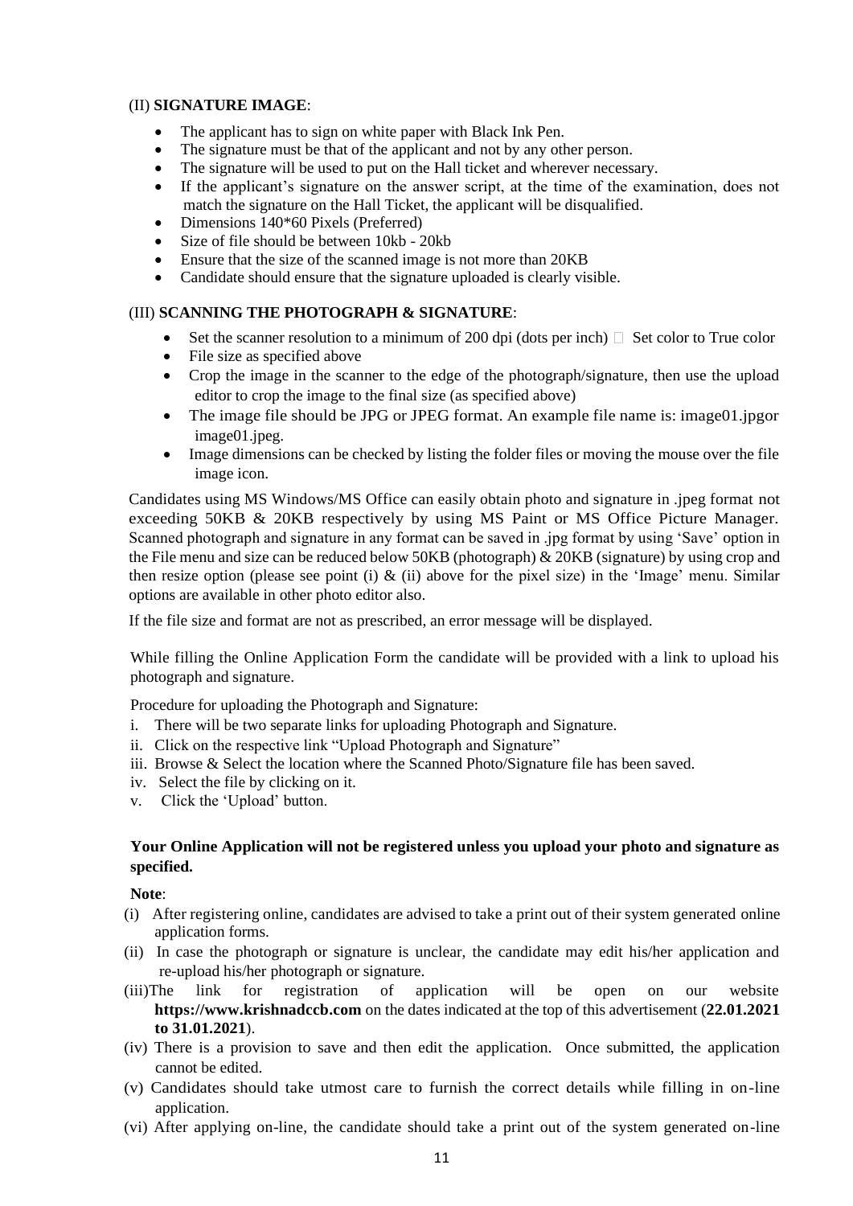(II) **SIGNATURE IMAGE**:

- The applicant has to sign on white paper with Black Ink Pen.
- The signature must be that of the applicant and not by any other person.
- The signature will be used to put on the Hall ticket and wherever necessary.
- If the applicant's signature on the answer script, at the time of the examination, does not match the signature on the Hall Ticket, the applicant will be disqualified.
- Dimensions 140*60 Pixels (Preferred)
- Size of file should be between 10kb - 20kb
- Ensure that the size of the scanned image is not more than 20KB
- Candidate should ensure that the signature uploaded is clearly visible.

(III) **SCANNING THE PHOTOGRAPH & SIGNATURE**:

- Set the scanner resolution to a minimum of 200 dpi (dots per inch)  Set color to True color
- File size as specified above
- Crop the image in the scanner to the edge of the photograph/signature, then use the upload editor to crop the image to the final size (as specified above)
- The image file should be JPG or JPEG format. An example file name is: image01.jpgor image01.jpeg.
- Image dimensions can be checked by listing the folder files or moving the mouse over the file image icon.

Candidates using MS Windows/MS Office can easily obtain photo and signature in .jpeg format not exceeding 50KB & 20KB respectively by using MS Paint or MS Office Picture Manager. Scanned photograph and signature in any format can be saved in .jpg format by using 'Save' option in the File menu and size can be reduced below 50KB (photograph) & 20KB (signature) by using crop and then resize option (please see point (i) & (ii) above for the pixel size) in the 'Image' menu. Similar options are available in other photo editor also.

If the file size and format are not as prescribed, an error message will be displayed.

While filling the Online Application Form the candidate will be provided with a link to upload his photograph and signature.

Procedure for uploading the Photograph and Signature:

i. There will be two separate links for uploading Photograph and Signature.
ii. Click on the respective link "Upload Photograph and Signature"
iii. Browse & Select the location where the Scanned Photo/Signature file has been saved.
iv. Select the file by clicking on it.
v. Click the 'Upload' button.

**Your Online Application will not be registered unless you upload your photo and signature as specified.**

**Note**:

(i) After registering online, candidates are advised to take a print out of their system generated online application forms.
(ii) In case the photograph or signature is unclear, the candidate may edit his/her application and re-upload his/her photograph or signature.
(iii) The link for registration of application will be open on our website **https://www.krishnadccb.com** on the dates indicated at the top of this advertisement (**22.01.2021 to 31.01.2021**).
(iv) There is a provision to save and then edit the application. Once submitted, the application cannot be edited.
(v) Candidates should take utmost care to furnish the correct details while filling in on-line application.
(vi) After applying on-line, the candidate should take a print out of the system generated on-line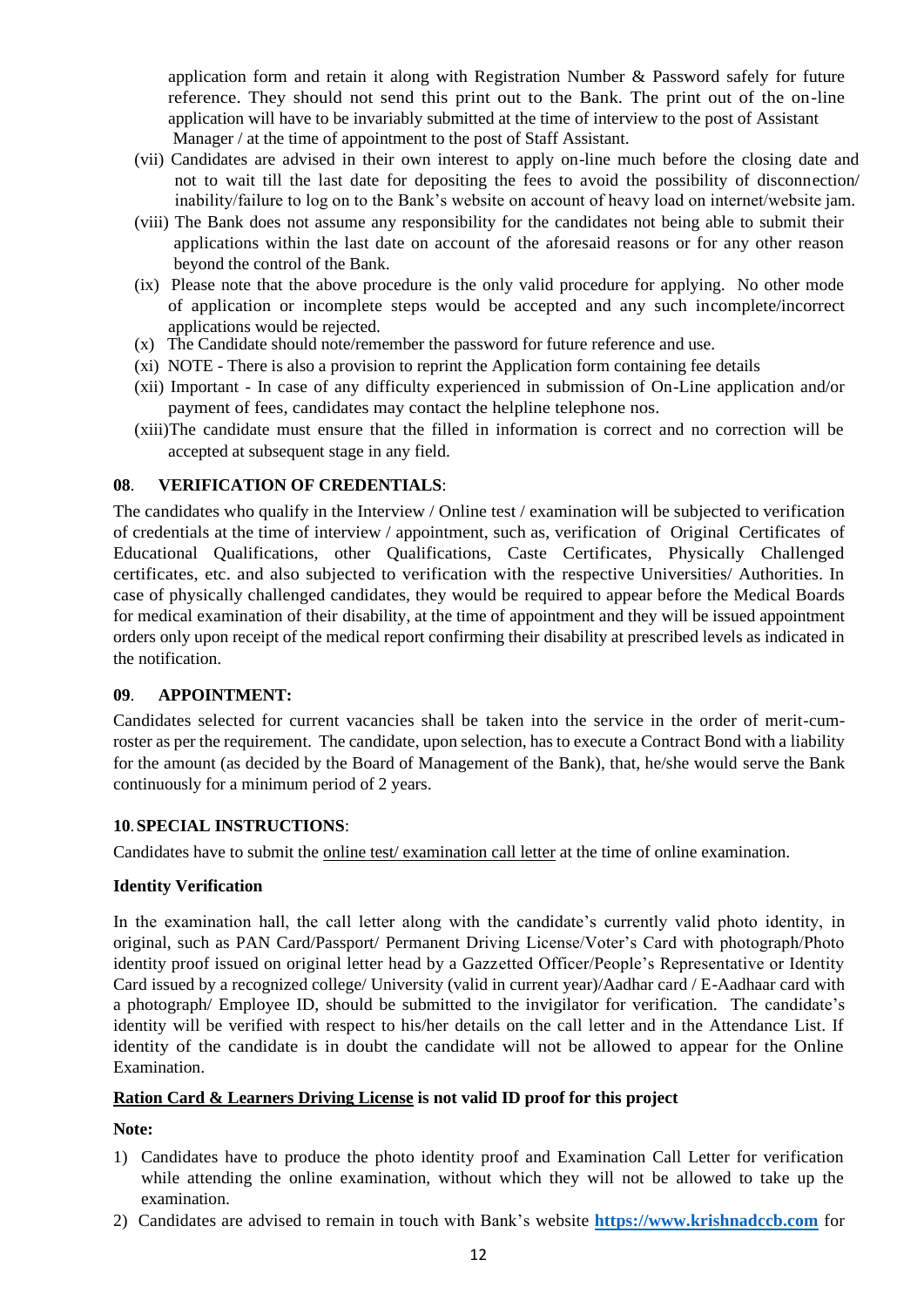application form and retain it along with Registration Number & Password safely for future reference. They should not send this print out to the Bank. The print out of the on-line application will have to be invariably submitted at the time of interview to the post of Assistant Manager / at the time of appointment to the post of Staff Assistant.

(vii) Candidates are advised in their own interest to apply on-line much before the closing date and not to wait till the last date for depositing the fees to avoid the possibility of disconnection/ inability/failure to log on to the Bank's website on account of heavy load on internet/website jam.

(viii) The Bank does not assume any responsibility for the candidates not being able to submit their applications within the last date on account of the aforesaid reasons or for any other reason beyond the control of the Bank.

(ix) Please note that the above procedure is the only valid procedure for applying. No other mode of application or incomplete steps would be accepted and any such incomplete/incorrect applications would be rejected.

(x) The Candidate should note/remember the password for future reference and use.

(xi) NOTE - There is also a provision to reprint the Application form containing fee details

(xii) Important - In case of any difficulty experienced in submission of On-Line application and/or payment of fees, candidates may contact the helpline telephone nos.

(xiii)The candidate must ensure that the filled in information is correct and no correction will be accepted at subsequent stage in any field.

**08. VERIFICATION OF CREDENTIALS**:

The candidates who qualify in the Interview / Online test / examination will be subjected to verification of credentials at the time of interview / appointment, such as, verification of Original Certificates of Educational Qualifications, other Qualifications, Caste Certificates, Physically Challenged certificates, etc. and also subjected to verification with the respective Universities/ Authorities. In case of physically challenged candidates, they would be required to appear before the Medical Boards for medical examination of their disability, at the time of appointment and they will be issued appointment orders only upon receipt of the medical report confirming their disability at prescribed levels as indicated in the notification.

**09. APPOINTMENT:**

Candidates selected for current vacancies shall be taken into the service in the order of merit-cum-roster as per the requirement. The candidate, upon selection, has to execute a Contract Bond with a liability for the amount (as decided by the Board of Management of the Bank), that, he/she would serve the Bank continuously for a minimum period of 2 years.

**10. SPECIAL INSTRUCTIONS**:

Candidates have to submit the online test/ examination call letter at the time of online examination.

**Identity Verification**

In the examination hall, the call letter along with the candidate's currently valid photo identity, in original, such as PAN Card/Passport/ Permanent Driving License/Voter's Card with photograph/Photo identity proof issued on original letter head by a Gazzetted Officer/People's Representative or Identity Card issued by a recognized college/ University (valid in current year)/Aadhar card / E-Aadhaar card with a photograph/ Employee ID, should be submitted to the invigilator for verification. The candidate's identity will be verified with respect to his/her details on the call letter and in the Attendance List. If identity of the candidate is in doubt the candidate will not be allowed to appear for the Online Examination.

**Ration Card & Learners Driving License is not valid ID proof for this project**

**Note:**

1) Candidates have to produce the photo identity proof and Examination Call Letter for verification while attending the online examination, without which they will not be allowed to take up the examination.
2) Candidates are advised to remain in touch with Bank's website **https://www.krishnadccb.com** for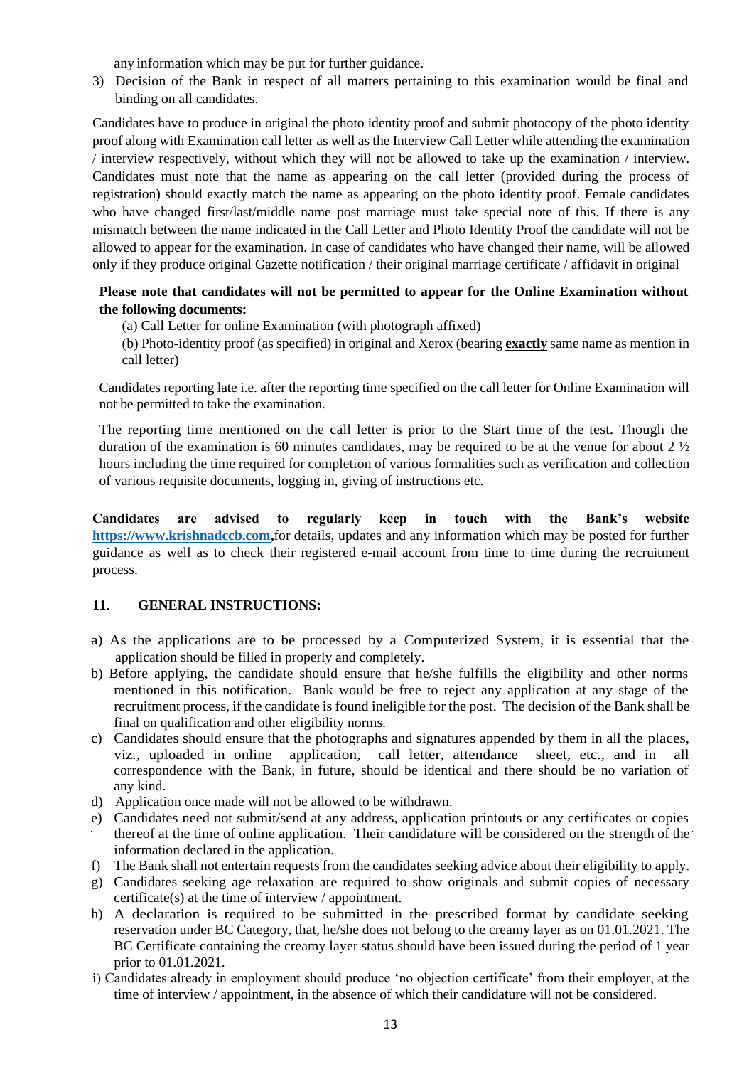any information which may be put for further guidance.

3) Decision of the Bank in respect of all matters pertaining to this examination would be final and binding on all candidates.

Candidates have to produce in original the photo identity proof and submit photocopy of the photo identity proof along with Examination call letter as well as the Interview Call Letter while attending the examination / interview respectively, without which they will not be allowed to take up the examination / interview. Candidates must note that the name as appearing on the call letter (provided during the process of registration) should exactly match the name as appearing on the photo identity proof. Female candidates who have changed first/last/middle name post marriage must take special note of this. If there is any mismatch between the name indicated in the Call Letter and Photo Identity Proof the candidate will not be allowed to appear for the examination. In case of candidates who have changed their name, will be allowed only if they produce original Gazette notification / their original marriage certificate / affidavit in original

**Please note that candidates will not be permitted to appear for the Online Examination without the following documents:**

(a) Call Letter for online Examination (with photograph affixed)

(b) Photo-identity proof (as specified) in original and Xerox (bearing **exactly** same name as mention in call letter)

Candidates reporting late i.e. after the reporting time specified on the call letter for Online Examination will not be permitted to take the examination.

The reporting time mentioned on the call letter is prior to the Start time of the test. Though the duration of the examination is 60 minutes candidates, may be required to be at the venue for about 2 ½ hours including the time required for completion of various formalities such as verification and collection of various requisite documents, logging in, giving of instructions etc.

**Candidates are advised to regularly keep in touch with the Bank's website [https://www.krishnadccb.com](https://www.krishnadccb.com),** for details, updates and any information which may be posted for further guidance as well as to check their registered e-mail account from time to time during the recruitment process.

## 11. GENERAL INSTRUCTIONS:

a) As the applications are to be processed by a Computerized System, it is essential that the application should be filled in properly and completely.

b) Before applying, the candidate should ensure that he/she fulfills the eligibility and other norms mentioned in this notification. Bank would be free to reject any application at any stage of the recruitment process, if the candidate is found ineligible for the post. The decision of the Bank shall be final on qualification and other eligibility norms.

c) Candidates should ensure that the photographs and signatures appended by them in all the places, viz., uploaded in online application, call letter, attendance sheet, etc., and in all correspondence with the Bank, in future, should be identical and there should be no variation of any kind.

d) Application once made will not be allowed to be withdrawn.

e) Candidates need not submit/send at any address, application printouts or any certificates or copies thereof at the time of online application. Their candidature will be considered on the strength of the information declared in the application.

f) The Bank shall not entertain requests from the candidates seeking advice about their eligibility to apply.

g) Candidates seeking age relaxation are required to show originals and submit copies of necessary certificate(s) at the time of interview / appointment.

h) A declaration is required to be submitted in the prescribed format by candidate seeking reservation under BC Category, that, he/she does not belong to the creamy layer as on 01.01.2021. The BC Certificate containing the creamy layer status should have been issued during the period of 1 year prior to 01.01.2021.

i) Candidates already in employment should produce 'no objection certificate' from their employer, at the time of interview / appointment, in the absence of which their candidature will not be considered.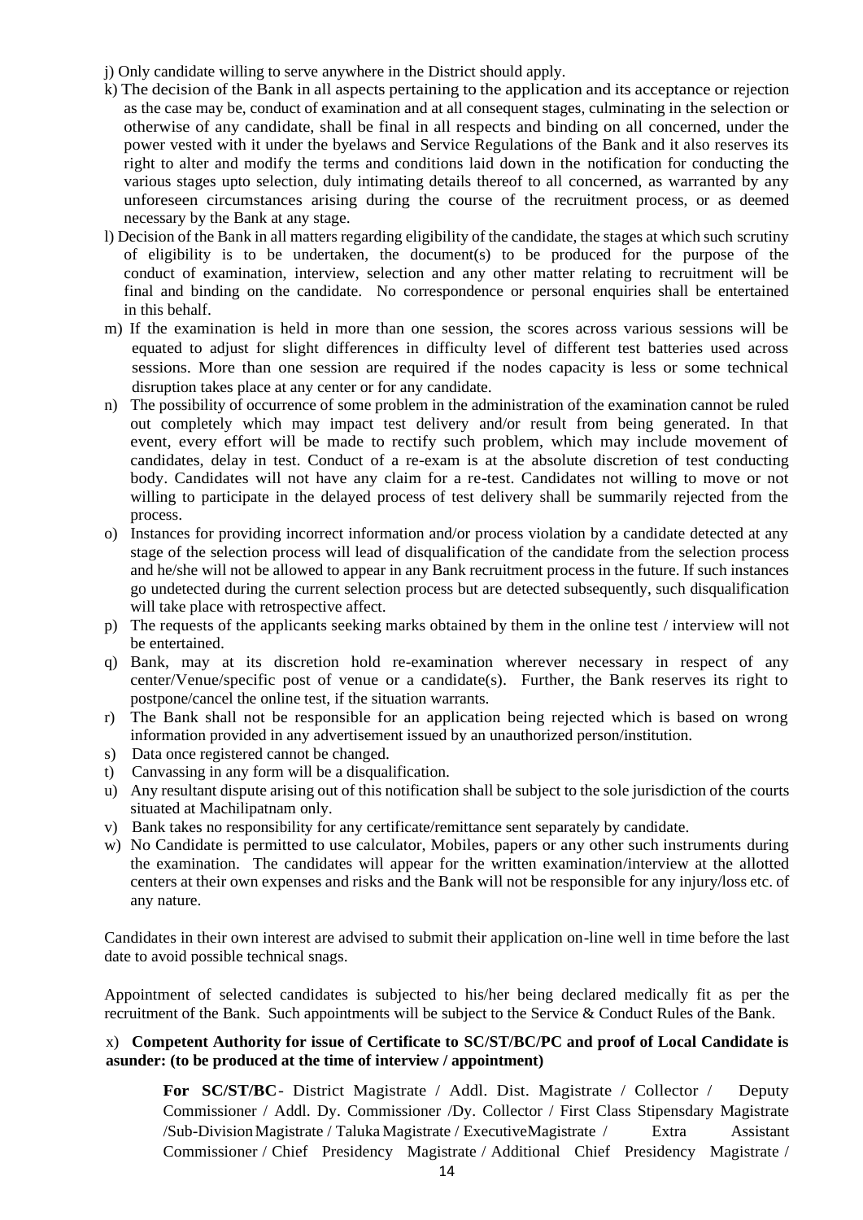j) Only candidate willing to serve anywhere in the District should apply.

k) The decision of the Bank in all aspects pertaining to the application and its acceptance or rejection as the case may be, conduct of examination and at all consequent stages, culminating in the selection or otherwise of any candidate, shall be final in all respects and binding on all concerned, under the power vested with it under the byelaws and Service Regulations of the Bank and it also reserves its right to alter and modify the terms and conditions laid down in the notification for conducting the various stages upto selection, duly intimating details thereof to all concerned, as warranted by any unforeseen circumstances arising during the course of the recruitment process, or as deemed necessary by the Bank at any stage.

l) Decision of the Bank in all matters regarding eligibility of the candidate, the stages at which such scrutiny of eligibility is to be undertaken, the document(s) to be produced for the purpose of the conduct of examination, interview, selection and any other matter relating to recruitment will be final and binding on the candidate. No correspondence or personal enquiries shall be entertained in this behalf.

m) If the examination is held in more than one session, the scores across various sessions will be equated to adjust for slight differences in difficulty level of different test batteries used across sessions. More than one session are required if the nodes capacity is less or some technical disruption takes place at any center or for any candidate.

n) The possibility of occurrence of some problem in the administration of the examination cannot be ruled out completely which may impact test delivery and/or result from being generated. In that event, every effort will be made to rectify such problem, which may include movement of candidates, delay in test. Conduct of a re-exam is at the absolute discretion of test conducting body. Candidates will not have any claim for a re-test. Candidates not willing to move or not willing to participate in the delayed process of test delivery shall be summarily rejected from the process.

o) Instances for providing incorrect information and/or process violation by a candidate detected at any stage of the selection process will lead of disqualification of the candidate from the selection process and he/she will not be allowed to appear in any Bank recruitment process in the future. If such instances go undetected during the current selection process but are detected subsequently, such disqualification will take place with retrospective affect.

p) The requests of the applicants seeking marks obtained by them in the online test / interview will not be entertained.

q) Bank, may at its discretion hold re-examination wherever necessary in respect of any center/Venue/specific post of venue or a candidate(s). Further, the Bank reserves its right to postpone/cancel the online test, if the situation warrants.

r) The Bank shall not be responsible for an application being rejected which is based on wrong information provided in any advertisement issued by an unauthorized person/institution.

s) Data once registered cannot be changed.

t) Canvassing in any form will be a disqualification.

u) Any resultant dispute arising out of this notification shall be subject to the sole jurisdiction of the courts situated at Machilipatnam only.

v) Bank takes no responsibility for any certificate/remittance sent separately by candidate.

w) No Candidate is permitted to use calculator, Mobiles, papers or any other such instruments during the examination. The candidates will appear for the written examination/interview at the allotted centers at their own expenses and risks and the Bank will not be responsible for any injury/loss etc. of any nature.

Candidates in their own interest are advised to submit their application on-line well in time before the last date to avoid possible technical snags.

Appointment of selected candidates is subjected to his/her being declared medically fit as per the recruitment of the Bank. Such appointments will be subject to the Service & Conduct Rules of the Bank.

x) **Competent Authority for issue of Certificate to SC/ST/BC/PC and proof of Local Candidate is asunder: (to be produced at the time of interview / appointment)**

**For SC/ST/BC**- District Magistrate / Addl. Dist. Magistrate / Collector / Deputy Commissioner / Addl. Dy. Commissioner /Dy. Collector / First Class Stipensdary Magistrate /Sub-Division Magistrate / Taluka Magistrate / Executive Magistrate / Extra Assistant Commissioner / Chief Presidency Magistrate / Additional Chief Presidency Magistrate /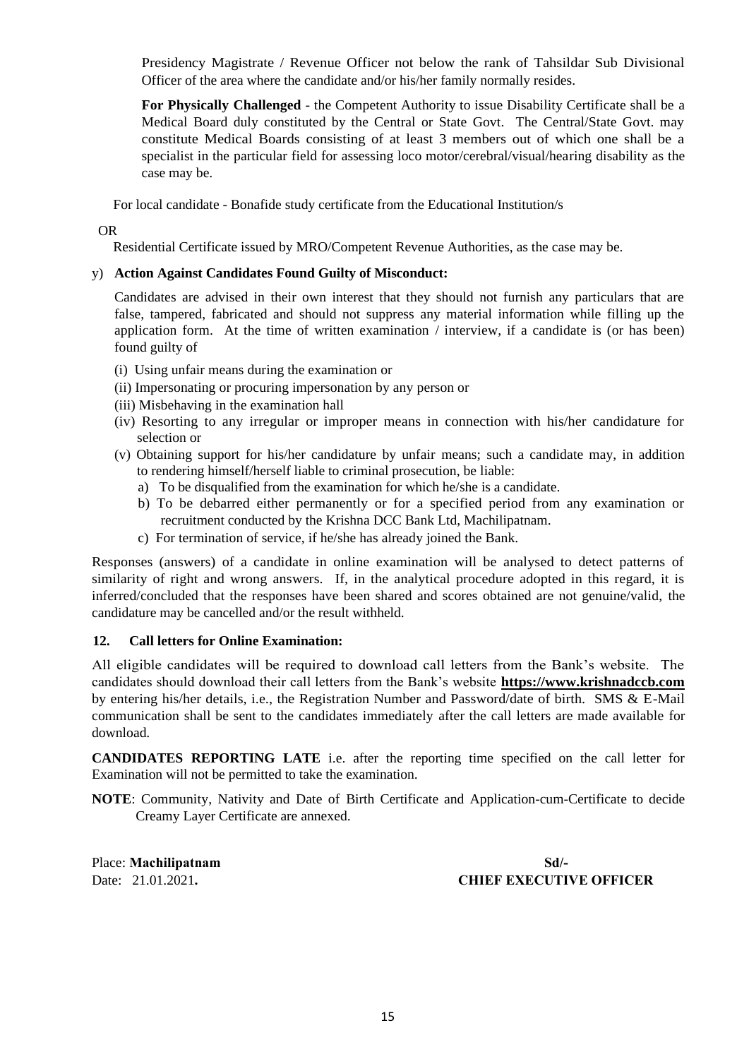Presidency Magistrate / Revenue Officer not below the rank of Tahsildar Sub Divisional Officer of the area where the candidate and/or his/her family normally resides.

**For Physically Challenged** - the Competent Authority to issue Disability Certificate shall be a Medical Board duly constituted by the Central or State Govt. The Central/State Govt. may constitute Medical Boards consisting of at least 3 members out of which one shall be a specialist in the particular field for assessing loco motor/cerebral/visual/hearing disability as the case may be.

For local candidate - Bonafide study certificate from the Educational Institution/s

OR

Residential Certificate issued by MRO/Competent Revenue Authorities, as the case may be.

y) **Action Against Candidates Found Guilty of Misconduct:**

Candidates are advised in their own interest that they should not furnish any particulars that are false, tampered, fabricated and should not suppress any material information while filling up the application form. At the time of written examination / interview, if a candidate is (or has been) found guilty of

(i) Using unfair means during the examination or

(ii) Impersonating or procuring impersonation by any person or

(iii) Misbehaving in the examination hall

(iv) Resorting to any irregular or improper means in connection with his/her candidature for selection or

(v) Obtaining support for his/her candidature by unfair means; such a candidate may, in addition to rendering himself/herself liable to criminal prosecution, be liable:

a) To be disqualified from the examination for which he/she is a candidate.

b) To be debarred either permanently or for a specified period from any examination or recruitment conducted by the Krishna DCC Bank Ltd, Machilipatnam.

c) For termination of service, if he/she has already joined the Bank.

Responses (answers) of a candidate in online examination will be analysed to detect patterns of similarity of right and wrong answers. If, in the analytical procedure adopted in this regard, it is inferred/concluded that the responses have been shared and scores obtained are not genuine/valid, the candidature may be cancelled and/or the result withheld.

## 12. Call letters for Online Examination:

All eligible candidates will be required to download call letters from the Bank's website. The candidates should download their call letters from the Bank's website **https://www.krishnadccb.com** by entering his/her details, i.e., the Registration Number and Password/date of birth. SMS & E-Mail communication shall be sent to the candidates immediately after the call letters are made available for download.

**CANDIDATES REPORTING LATE** i.e. after the reporting time specified on the call letter for Examination will not be permitted to take the examination.

**NOTE**: Community, Nativity and Date of Birth Certificate and Application-cum-Certificate to decide Creamy Layer Certificate are annexed.

Place: **Machilipatnam**

Date: 21.01.2021**.**

**Sd/-**

**CHIEF EXECUTIVE OFFICER**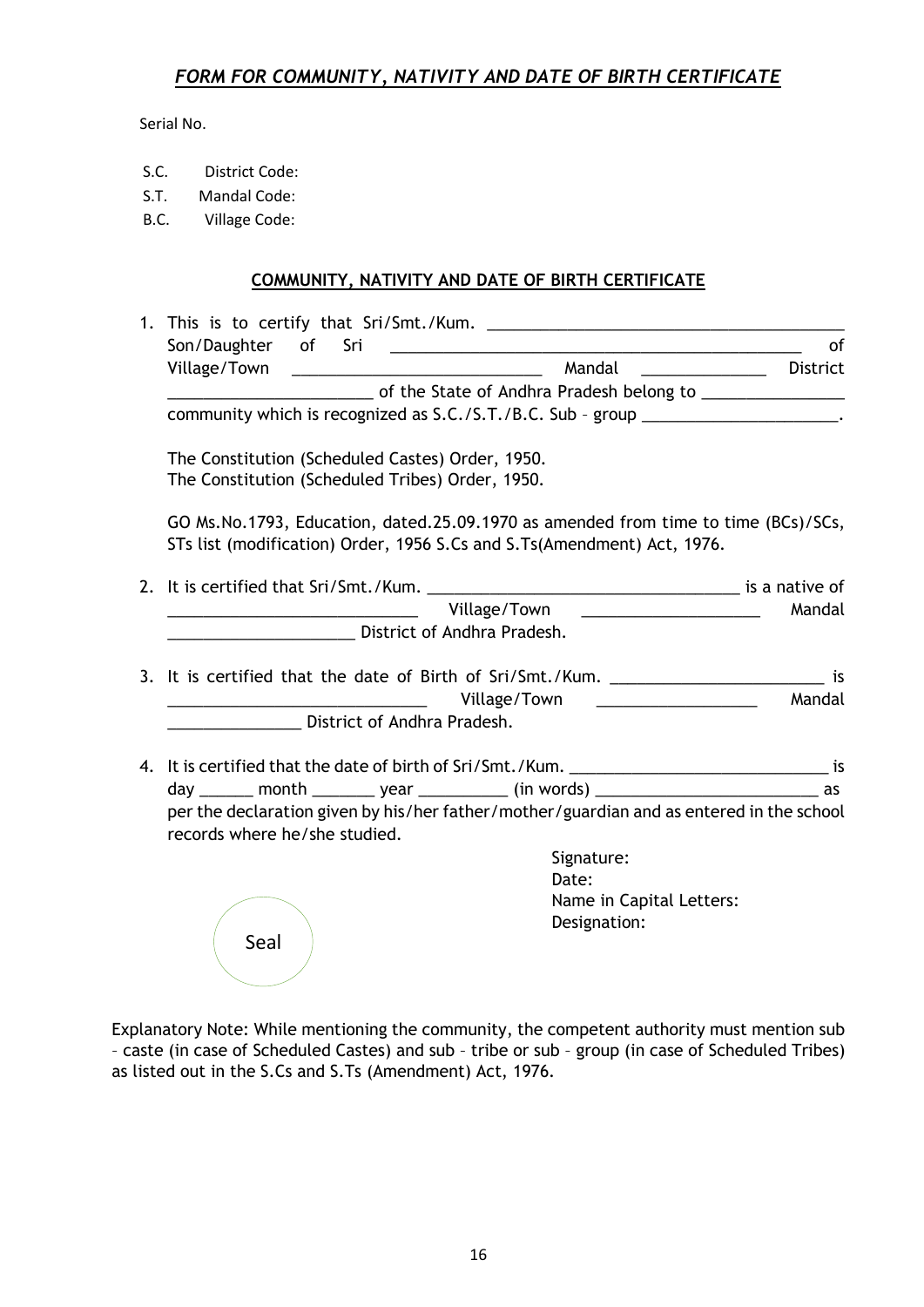## *FORM FOR COMMUNITY, NATIVITY AND DATE OF BIRTH CERTIFICATE*

Serial No.

S.C. District Code:
S.T. Mandal Code:
B.C. Village Code:

### COMMUNITY, NATIVITY AND DATE OF BIRTH CERTIFICATE

1. This is to certify that Sri/Smt./Kum. ________________________________________ Son/Daughter of Sri ______________________________________________ of Village/Town ____________________________ Mandal ______________ District ______________________ of the State of Andhra Pradesh belong to ________________ community which is recognized as S.C./S.T./B.C. Sub – group ______________________.

   The Constitution (Scheduled Castes) Order, 1950.
   The Constitution (Scheduled Tribes) Order, 1950.

   GO Ms.No.1793, Education, dated.25.09.1970 as amended from time to time (BCs)/SCs, STs list (modification) Order, 1956 S.Cs and S.Ts(Amendment) Act, 1976.

2. It is certified that Sri/Smt./Kum. ___________________________________ is a native of ____________________________ Village/Town ____________________ Mandal _____________________ District of Andhra Pradesh.

3. It is certified that the date of Birth of Sri/Smt./Kum. ________________________ is _____________________________ Village/Town __________________ Mandal _______________ District of Andhra Pradesh.

4. It is certified that the date of birth of Sri/Smt./Kum. _____________________________ is day ______ month _______ year __________ (in words) _________________________ as per the declaration given by his/her father/mother/guardian and as entered in the school records where he/she studied.

Seal

Signature:
Date:
Name in Capital Letters:
Designation:

Explanatory Note: While mentioning the community, the competent authority must mention sub – caste (in case of Scheduled Castes) and sub – tribe or sub – group (in case of Scheduled Tribes) as listed out in the S.Cs and S.Ts (Amendment) Act, 1976.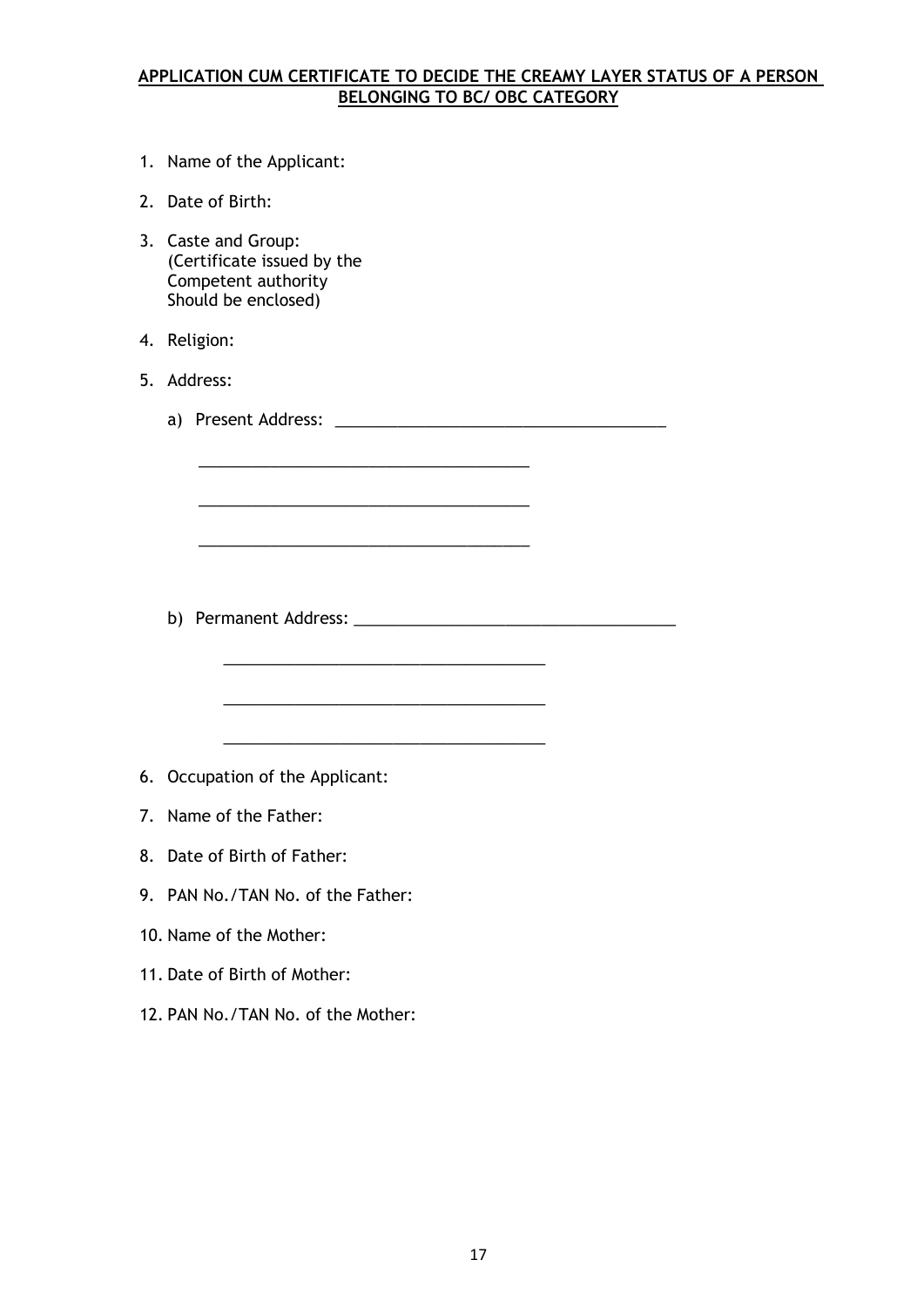**APPLICATION CUM CERTIFICATE TO DECIDE THE CREAMY LAYER STATUS OF A PERSON BELONGING TO BC/ OBC CATEGORY**

1. Name of the Applicant:
2. Date of Birth:
3. Caste and Group:
   (Certificate issued by the Competent authority Should be enclosed)
4. Religion:
5. Address:

   a) Present Address: ______________________________________

   ______________________________________

   ______________________________________

   ______________________________________

   b) Permanent Address: ______________________________________

   ______________________________________

   ______________________________________

   ______________________________________

6. Occupation of the Applicant:
7. Name of the Father:
8. Date of Birth of Father:
9. PAN No./TAN No. of the Father:
10. Name of the Mother:
11. Date of Birth of Mother:
12. PAN No./TAN No. of the Mother: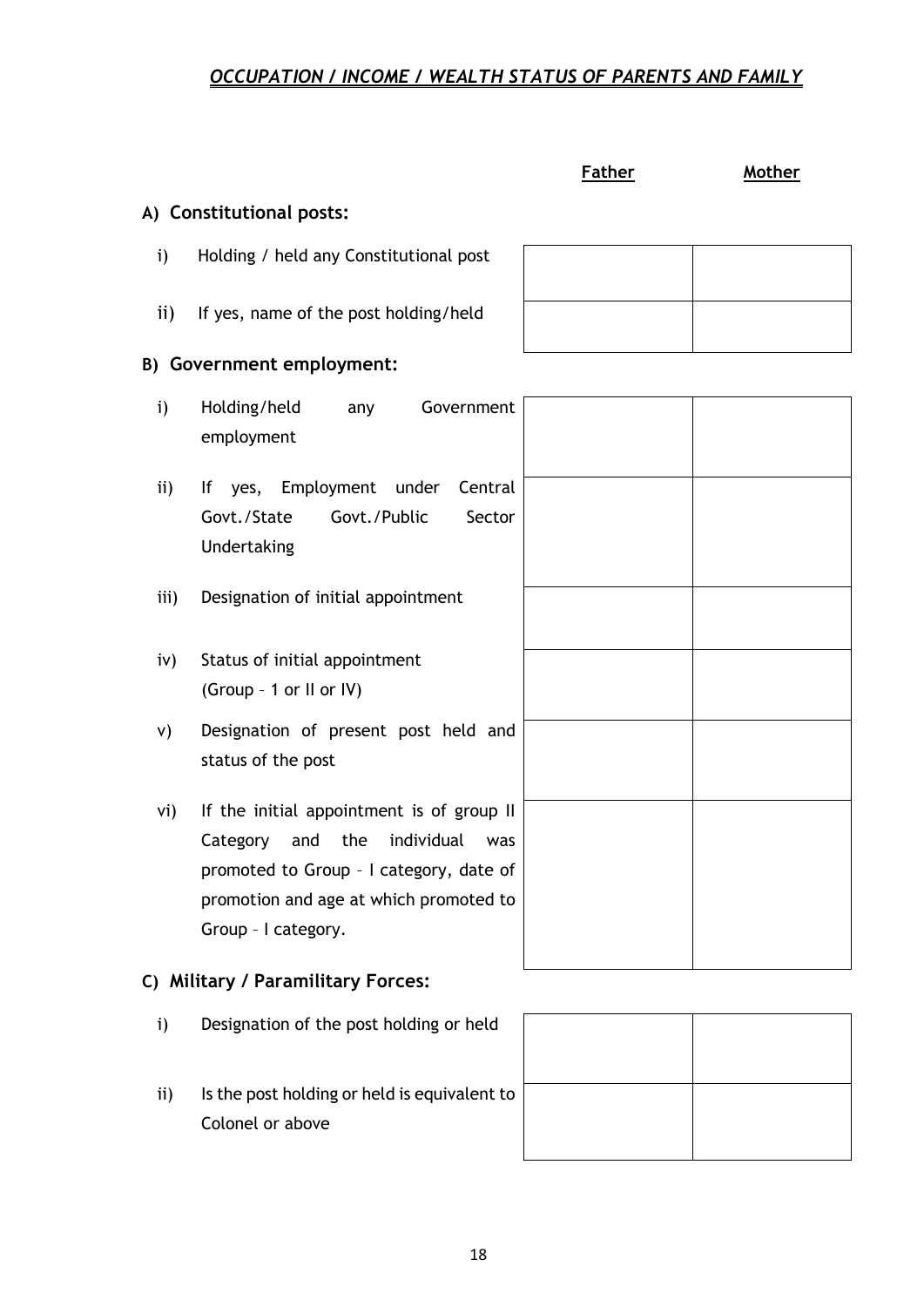## ***OCCUPATION / INCOME / WEALTH STATUS OF PARENTS AND FAMILY***

| | Father | Mother |
|---|---|---|
| **A) Constitutional posts:** | | |
| i) Holding / held any Constitutional post | | |
| ii) If yes, name of the post holding/held | | |
| **B) Government employment:** | | |
| i) Holding/held any Government employment | | |
| ii) If yes, Employment under Central Govt./State Govt./Public Sector Undertaking | | |
| iii) Designation of initial appointment | | |
| iv) Status of initial appointment (Group – 1 or II or IV) | | |
| v) Designation of present post held and status of the post | | |
| vi) If the initial appointment is of group II Category and the individual was promoted to Group – I category, date of promotion and age at which promoted to Group – I category. | | |
| **C) Military / Paramilitary Forces:** | | |
| i) Designation of the post holding or held | | |
| ii) Is the post holding or held is equivalent to Colonel or above | | |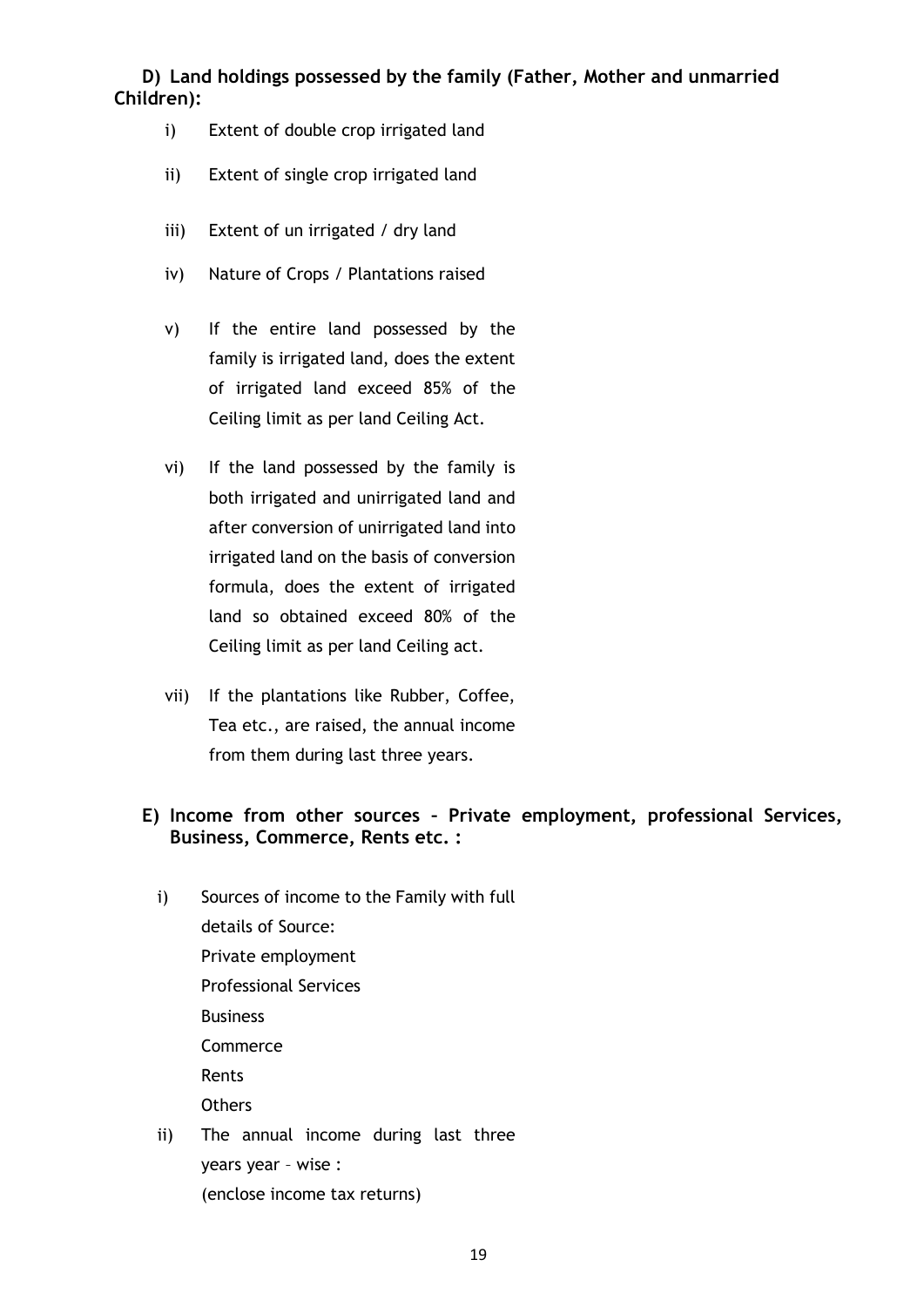**D) Land holdings possessed by the family (Father, Mother and unmarried Children):**

i) Extent of double crop irrigated land

ii) Extent of single crop irrigated land

iii) Extent of un irrigated / dry land

iv) Nature of Crops / Plantations raised

v) If the entire land possessed by the family is irrigated land, does the extent of irrigated land exceed 85% of the Ceiling limit as per land Ceiling Act.

vi) If the land possessed by the family is both irrigated and unirrigated land and after conversion of unirrigated land into irrigated land on the basis of conversion formula, does the extent of irrigated land so obtained exceed 80% of the Ceiling limit as per land Ceiling act.

vii) If the plantations like Rubber, Coffee, Tea etc., are raised, the annual income from them during last three years.

**E) Income from other sources – Private employment, professional Services, Business, Commerce, Rents etc. :**

i) Sources of income to the Family with full details of Source:
Private employment
Professional Services
Business
Commerce
Rents
Others

ii) The annual income during last three years year – wise :
(enclose income tax returns)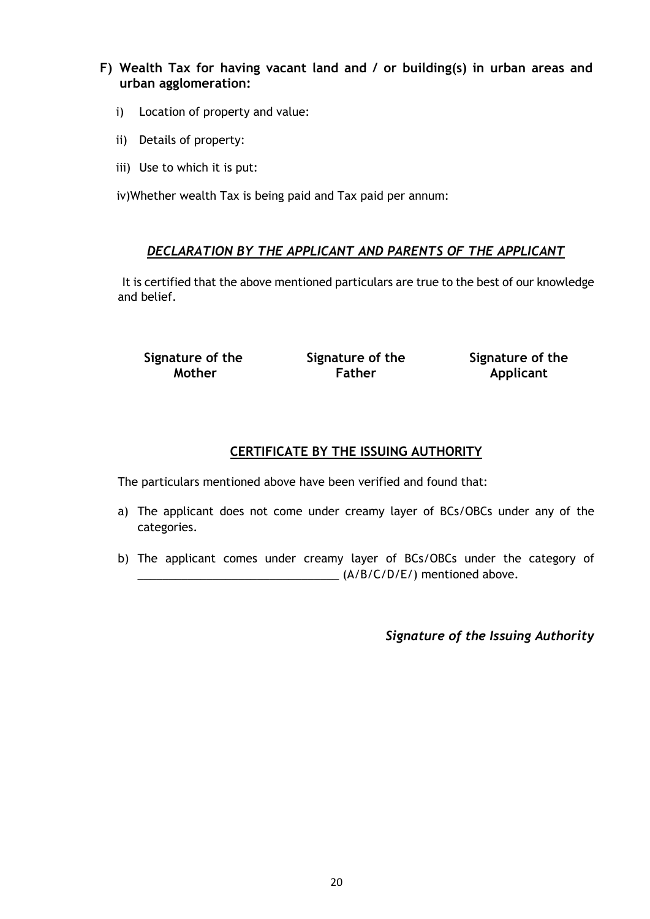**F) Wealth Tax for having vacant land and / or building(s) in urban areas and urban agglomeration:**

i) Location of property and value:

ii) Details of property:

iii) Use to which it is put:

iv)Whether wealth Tax is being paid and Tax paid per annum:

***DECLARATION BY THE APPLICANT AND PARENTS OF THE APPLICANT***

It is certified that the above mentioned particulars are true to the best of our knowledge and belief.

| | | |
|---|---|---|
| **Signature of the Mother** | **Signature of the Father** | **Signature of the Applicant** |

**CERTIFICATE BY THE ISSUING AUTHORITY**

The particulars mentioned above have been verified and found that:

a) The applicant does not come under creamy layer of BCs/OBCs under any of the categories.

b) The applicant comes under creamy layer of BCs/OBCs under the category of ________________________________ (A/B/C/D/E/) mentioned above.

***Signature of the Issuing Authority***